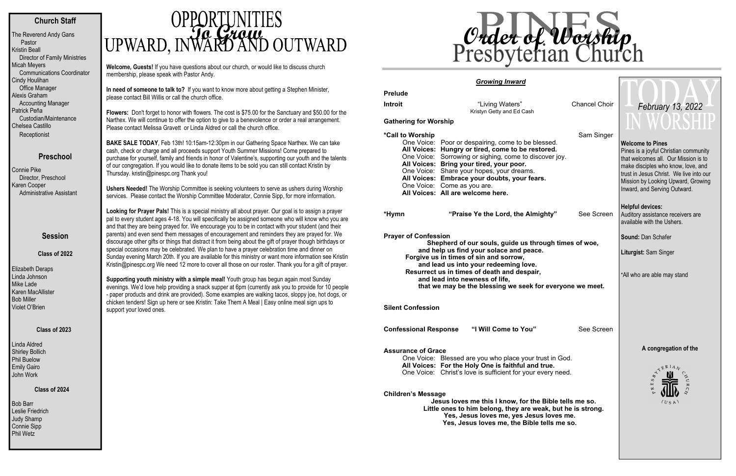## Church Staff

The Reverend Andy Gans
Pastor
Kristin Beall
Director of Family Ministries
Micah Meyers
Communications Coordinator
Cindy Houlihan
Office Manager
Alexis Graham
Accounting Manager
Patrick Peña
Custodian/Maintenance
Chelsea Castillo
Receptionist

## Preschool

Connie Pike
Director, Preschool
Karen Cooper
Administrative Assistant

## Session

### Class of 2022

Elizabeth Deraps
Linda Johnson
Mike Lade
Karen MacAllister
Bob Miller
Violet O'Brien

### Class of 2023

Linda Aldred
Shirley Bollich
Phil Buelow
Emily Gairo
John Work

### Class of 2024

Bob Barr
Leslie Friedrich
Judy Shamp
Connie Sipp
Phil Wetz

# OPPORTUNITIES *To Grow* UPWARD, INWARD AND OUTWARD

**Welcome, Guests!** If you have questions about our church, or would like to discuss church membership, please speak with Pastor Andy.

**In need of someone to talk to?** If you want to know more about getting a Stephen Minister, please contact Bill Willis or call the church office.

**Flowers:** Don't forget to honor with flowers. The cost is $75.00 for the Sanctuary and $50.00 for the Narthex. We will continue to offer the option to give to a benevolence or order a real arrangement. Please contact Melissa Gravett or Linda Aldred or call the church office.

**BAKE SALE TODAY**, Feb 13th! 10:15am-12:30pm in our Gathering Space Narthex. We can take cash, check or charge and all proceeds support Youth Summer Missions! Come prepared to purchase for yourself, family and friends in honor of Valentine's, supporting our youth and the talents of our congregation. If you would like to donate items to be sold you can still contact Kristin by Thursday. kristin@pinespc.org Thank you!

**Ushers Needed!** The Worship Committee is seeking volunteers to serve as ushers during Worship services. Please contact the Worship Committee Moderator, Connie Sipp, for more information.

**Looking for Prayer Pals!** This is a special ministry all about prayer. Our goal is to assign a prayer pal to every student ages 4-18. You will specifically be assigned someone who will know who you are and that they are being prayed for. We encourage you to be in contact with your student (and their parents) and even send them messages of encouragement and reminders they are prayed for. We discourage other gifts or things that distract it from being about the gift of prayer though birthdays or special occasions may be celebrated. We plan to have a prayer celebration time and dinner on Sunday evening March 20th. If you are available for this ministry or want more information see Kristin Kristin@pinespc.org We need 12 more to cover all those on our roster. Thank you for a gift of prayer.

**Supporting youth ministry with a simple meal!** Youth group has begun again most Sunday evenings. We'd love help providing a snack supper at 6pm (currently ask you to provide for 10 people - paper products and drink are provided). Some examples are walking tacos, sloppy joe, hot dogs, or chicken tenders! Sign up here or see Kristin: Take Them A Meal | Easy online meal sign ups to support your loved ones.

# PINES Presbyterian Church *Order of Worship*

### *Growing Inward*

**Prelude**

**Introit** — "Living Waters" Kristyn Getty and Ed Cash — Chancel Choir

**Gathering for Worship**

**\*Call to Worship** — Sam Singer

One Voice: Poor or despairing, come to be blessed.
**All Voices: Hungry or tired, come to be restored.**
One Voice: Sorrowing or sighing, come to discover joy.
**All Voices: Bring your tired, your poor.**
One Voice: Share your hopes, your dreams.
**All Voices: Embrace your doubts, your fears.**
One Voice: Come as you are.
**All Voices: All are welcome here.**

**\*Hymn** — **"Praise Ye the Lord, the Almighty"** — See Screen

**Prayer of Confession**

**Shepherd of our souls, guide us through times of woe,
and help us find your solace and peace.
Forgive us in times of sin and sorrow,
and lead us into your redeeming love.
Resurrect us in times of death and despair,
and lead into newness of life,
that we may be the blessing we seek for everyone we meet.**

**Silent Confession**

**Confessional Response** — **"I Will Come to You"** — See Screen

**Assurance of Grace**

One Voice: Blessed are you who place your trust in God.
**All Voices: For the Holy One is faithful and true.**
One Voice: Christ's love is sufficient for your every need.

**Children's Message**

**Jesus loves me this I know, for the Bible tells me so.
Little ones to him belong, they are weak, but he is strong.
Yes, Jesus loves me, yes Jesus loves me.
Yes, Jesus loves me, the Bible tells me so.**

# TODAY IN WORSHIP

*February 13, 2022*

**Welcome to Pines**
Pines is a joyful Christian community that welcomes all. Our Mission is to make disciples who know, love, and trust in Jesus Christ. We live into our Mission by Looking Upward, Growing Inward, and Serving Outward.

**Helpful devices:**
Auditory assistance receivers are available with the Ushers.

**Sound:** Dan Schafer

**Liturgist:** Sam Singer

\*All who are able may stand

**A congregation of the**

PRESBYTERIAN CHURCH (USA)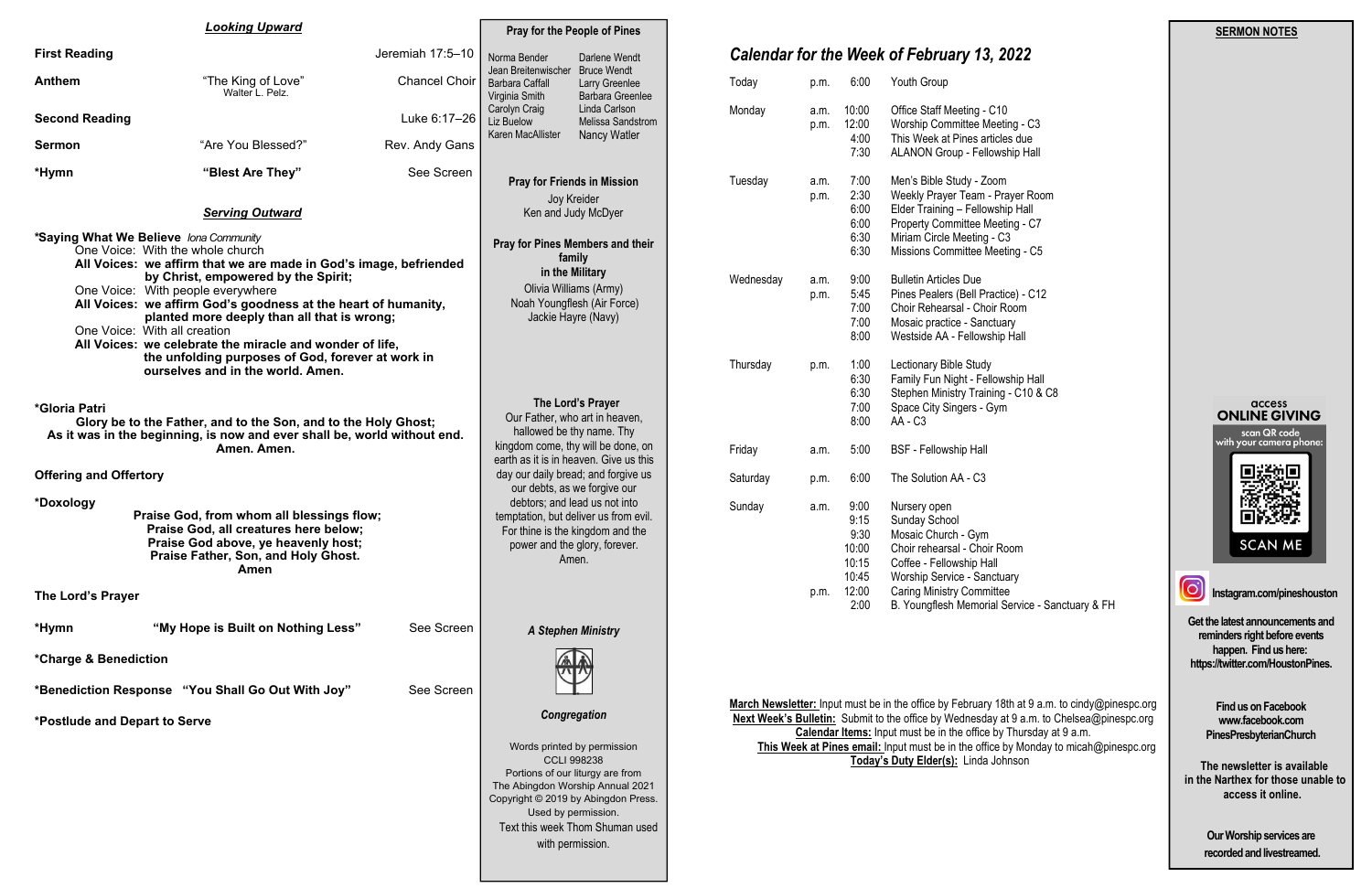## Looking Upward

**First Reading** — Jeremiah 17:5–10

**Anthem** — "The King of Love" Walter L. Pelz. — Chancel Choir

**Second Reading** — Luke 6:17–26

**Sermon** — "Are You Blessed?" — Rev. Andy Gans

***Hymn** — **"Blest Are They"** — See Screen

## Serving Outward

***Saying What We Believe** *Iona Community*

One Voice: With the whole church

**All Voices: we affirm that we are made in God's image, befriended by Christ, empowered by the Spirit;**

One Voice: With people everywhere

**All Voices: we affirm God's goodness at the heart of humanity, planted more deeply than all that is wrong;**

One Voice: With all creation

**All Voices: we celebrate the miracle and wonder of life, the unfolding purposes of God, forever at work in ourselves and in the world. Amen.**

***Gloria Patri**

**Glory be to the Father, and to the Son, and to the Holy Ghost; As it was in the beginning, is now and ever shall be, world without end. Amen. Amen.**

**Offering and Offertory**

***Doxology**

**Praise God, from whom all blessings flow;**
**Praise God, all creatures here below;**
**Praise God above, ye heavenly host;**
**Praise Father, Son, and Holy Ghost.**
**Amen**

**The Lord's Prayer**

***Hymn** — **"My Hope is Built on Nothing Less"** — See Screen

***Charge & Benediction**

***Benediction Response "You Shall Go Out With Joy"** — See Screen

***Postlude and Depart to Serve**

### Pray for the People of Pines

Norma Bender
Jean Breitenwischer
Barbara Caffall
Virginia Smith
Carolyn Craig
Liz Buelow
Karen MacAllister
Darlene Wendt
Bruce Wendt
Larry Greenlee
Barbara Greenlee
Linda Carlson
Melissa Sandstrom
Nancy Watler

### Pray for Friends in Mission

Joy Kreider
Ken and Judy McDyer

### Pray for Pines Members and their family in the Military

Olivia Williams (Army)
Noah Youngflesh (Air Force)
Jackie Hayre (Navy)

### The Lord's Prayer

Our Father, who art in heaven, hallowed be thy name. Thy kingdom come, thy will be done, on earth as it is in heaven. Give us this day our daily bread; and forgive us our debts, as we forgive our debtors; and lead us not into temptation, but deliver us from evil. For thine is the kingdom and the power and the glory, forever. Amen.

*A Stephen Ministry*

*Congregation*

Words printed by permission
CCLI 998238
Portions of our liturgy are from
The Abingdon Worship Annual 2021
Copyright © 2019 by Abingdon Press.
Used by permission.
Text this week Thom Shuman used with permission.

## Calendar for the Week of February 13, 2022

| | | | |
|---|---|---|---|
| Today | p.m. | 6:00 | Youth Group |
| Monday | a.m. | 10:00 | Office Staff Meeting - C10 |
| | p.m. | 12:00 | Worship Committee Meeting - C3 |
| | | 4:00 | This Week at Pines articles due |
| | | 7:30 | ALANON Group - Fellowship Hall |
| Tuesday | a.m. | 7:00 | Men's Bible Study - Zoom |
| | p.m. | 2:30 | Weekly Prayer Team - Prayer Room |
| | | 6:00 | Elder Training – Fellowship Hall |
| | | 6:00 | Property Committee Meeting - C7 |
| | | 6:30 | Miriam Circle Meeting - C3 |
| | | 6:30 | Missions Committee Meeting - C5 |
| Wednesday | a.m. | 9:00 | Bulletin Articles Due |
| | p.m. | 5:45 | Pines Pealers (Bell Practice) - C12 |
| | | 7:00 | Choir Rehearsal - Choir Room |
| | | 7:00 | Mosaic practice - Sanctuary |
| | | 8:00 | Westside AA - Fellowship Hall |
| Thursday | p.m. | 1:00 | Lectionary Bible Study |
| | | 6:30 | Family Fun Night - Fellowship Hall |
| | | 6:30 | Stephen Ministry Training - C10 & C8 |
| | | 7:00 | Space City Singers - Gym |
| | | 8:00 | AA - C3 |
| Friday | a.m. | 5:00 | BSF - Fellowship Hall |
| Saturday | p.m. | 6:00 | The Solution AA - C3 |
| Sunday | a.m. | 9:00 | Nursery open |
| | | 9:15 | Sunday School |
| | | 9:30 | Mosaic Church - Gym |
| | | 10:00 | Choir rehearsal - Choir Room |
| | | 10:15 | Coffee - Fellowship Hall |
| | | 10:45 | Worship Service - Sanctuary |
| | p.m. | 12:00 | Caring Ministry Committee |
| | | 2:00 | B. Youngflesh Memorial Service - Sanctuary & FH |

**March Newsletter:** Input must be in the office by February 18th at 9 a.m. to cindy@pinespc.org
**Next Week's Bulletin:** Submit to the office by Wednesday at 9 a.m. to Chelsea@pinespc.org
**Calendar Items:** Input must be in the office by Thursday at 9 a.m.
**This Week at Pines email:** Input must be in the office by Monday to micah@pinespc.org
**Today's Duty Elder(s):** Linda Johnson

### SERMON NOTES

access ONLINE GIVING
scan QR code with your camera phone:
SCAN ME

**Instagram.com/pineshouston**

**Get the latest announcements and reminders right before events happen. Find us here: https://twitter.com/HoustonPines.**

**Find us on Facebook www.facebook.com PinesPresbyterianChurch**

**The newsletter is available in the Narthex for those unable to access it online.**

**Our Worship services are recorded and livestreamed.**